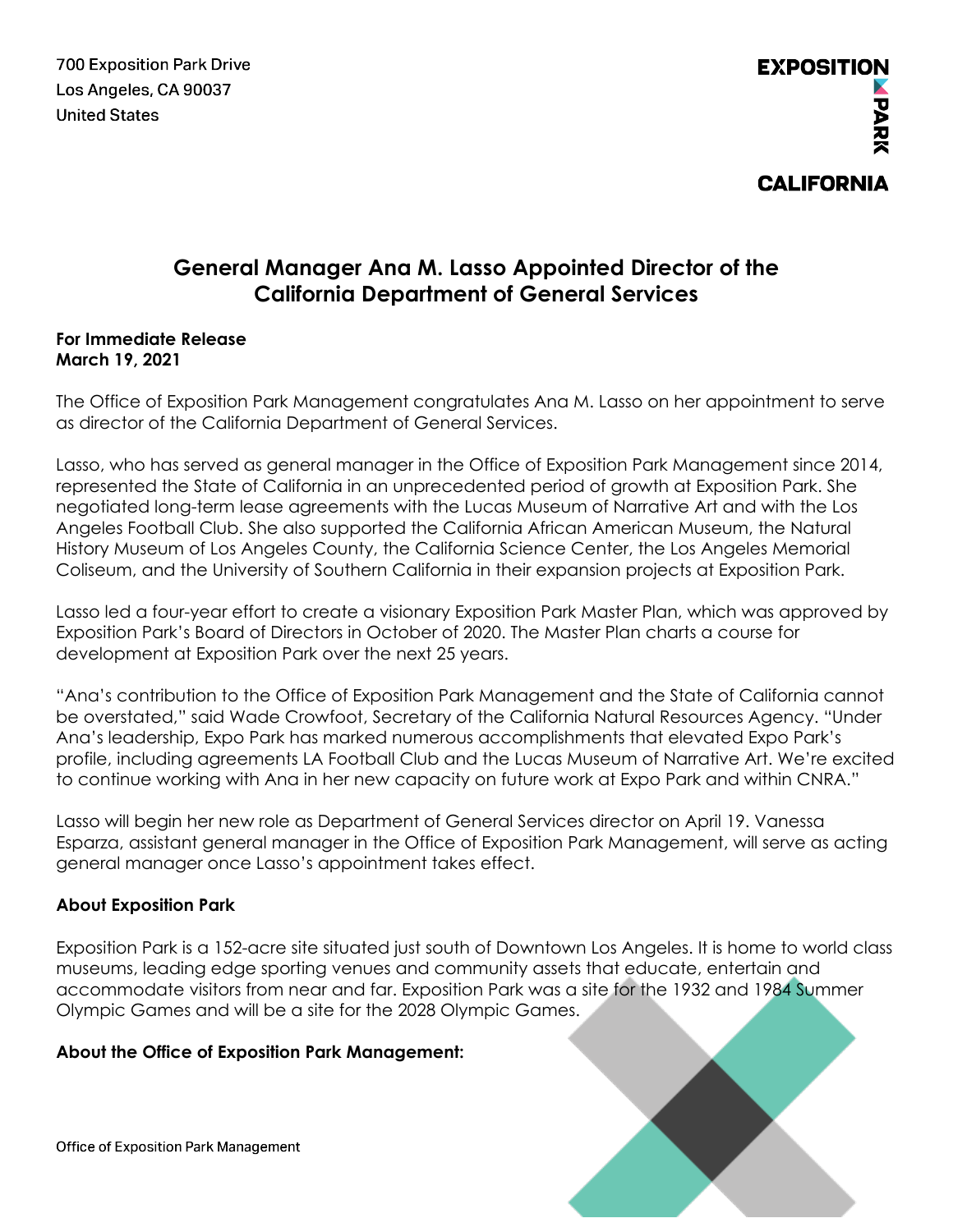700 Exposition Park Drive
Los Angeles, CA 90037
United States

EXPOSITION PARK
CALIFORNIA

# General Manager Ana M. Lasso Appointed Director of the California Department of General Services

**For Immediate Release**
**March 19, 2021**

The Office of Exposition Park Management congratulates Ana M. Lasso on her appointment to serve as director of the California Department of General Services.

Lasso, who has served as general manager in the Office of Exposition Park Management since 2014, represented the State of California in an unprecedented period of growth at Exposition Park. She negotiated long-term lease agreements with the Lucas Museum of Narrative Art and with the Los Angeles Football Club. She also supported the California African American Museum, the Natural History Museum of Los Angeles County, the California Science Center, the Los Angeles Memorial Coliseum, and the University of Southern California in their expansion projects at Exposition Park.

Lasso led a four-year effort to create a visionary Exposition Park Master Plan, which was approved by Exposition Park's Board of Directors in October of 2020. The Master Plan charts a course for development at Exposition Park over the next 25 years.

"Ana's contribution to the Office of Exposition Park Management and the State of California cannot be overstated," said Wade Crowfoot, Secretary of the California Natural Resources Agency. "Under Ana's leadership, Expo Park has marked numerous accomplishments that elevated Expo Park's profile, including agreements LA Football Club and the Lucas Museum of Narrative Art. We're excited to continue working with Ana in her new capacity on future work at Expo Park and within CNRA."

Lasso will begin her new role as Department of General Services director on April 19. Vanessa Esparza, assistant general manager in the Office of Exposition Park Management, will serve as acting general manager once Lasso's appointment takes effect.

**About Exposition Park**

Exposition Park is a 152-acre site situated just south of Downtown Los Angeles. It is home to world class museums, leading edge sporting venues and community assets that educate, entertain and accommodate visitors from near and far. Exposition Park was a site for the 1932 and 1984 Summer Olympic Games and will be a site for the 2028 Olympic Games.

**About the Office of Exposition Park Management:**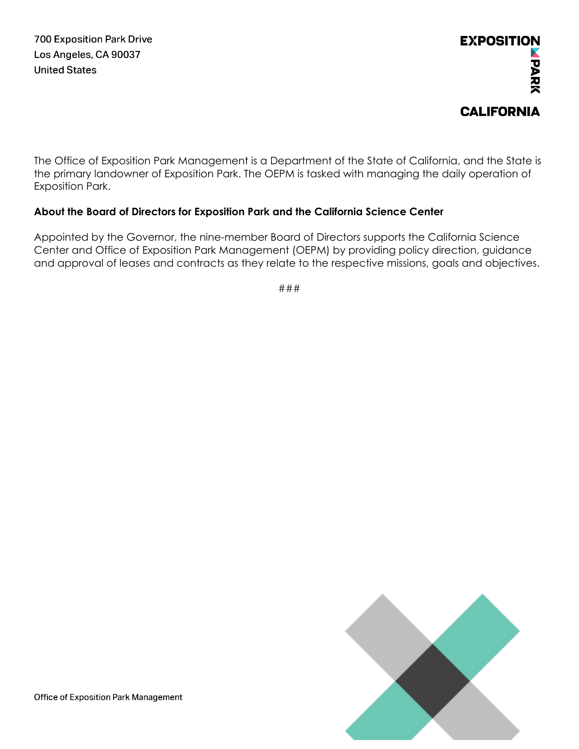700 Exposition Park Drive
Los Angeles, CA 90037
United States

The Office of Exposition Park Management is a Department of the State of California, and the State is the primary landowner of Exposition Park. The OEPM is tasked with managing the daily operation of Exposition Park.

**About the Board of Directors for Exposition Park and the California Science Center**

Appointed by the Governor, the nine-member Board of Directors supports the California Science Center and Office of Exposition Park Management (OEPM) by providing policy direction, guidance and approval of leases and contracts as they relate to the respective missions, goals and objectives.

###

Office of Exposition Park Management